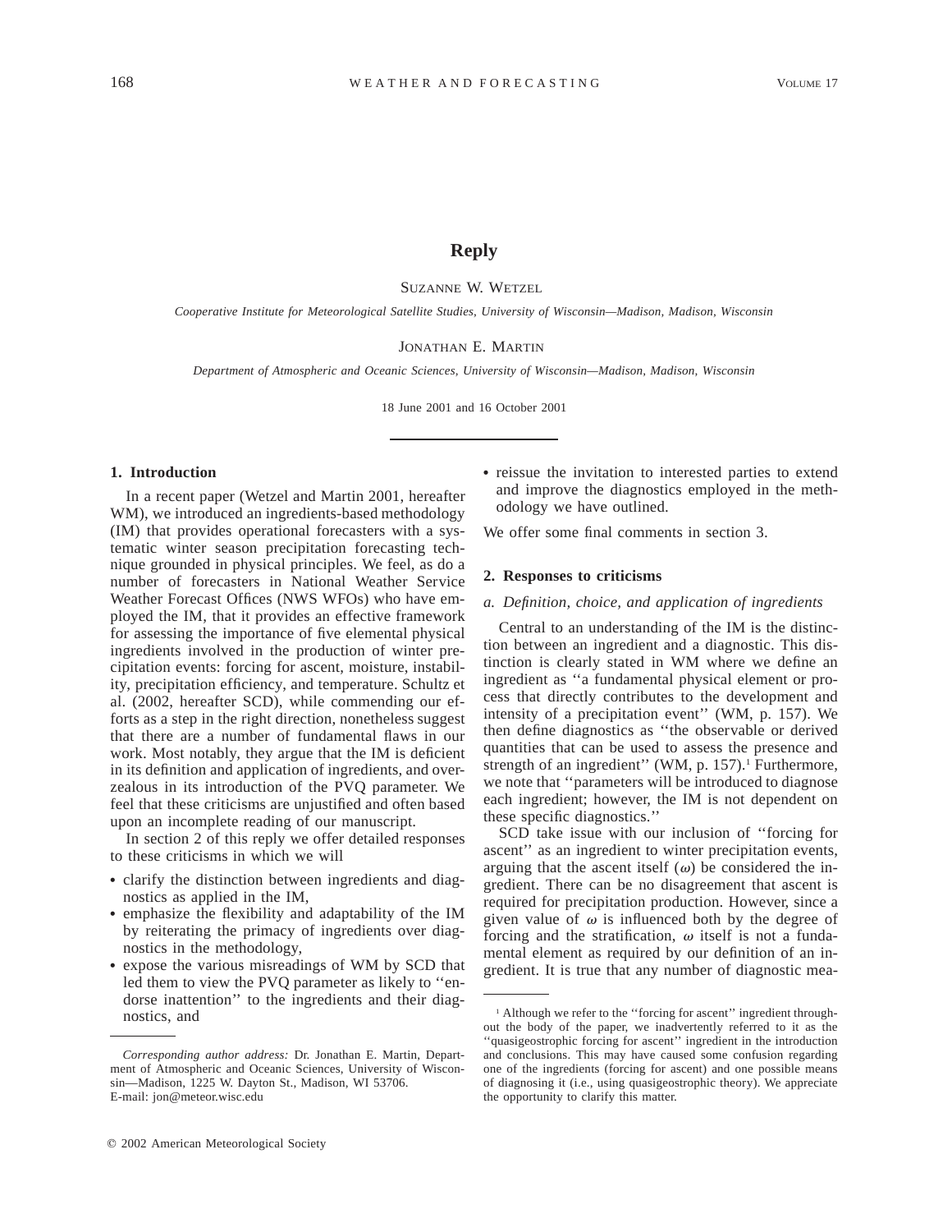# Reply

SUZANNE W. WETZEL

*Cooperative Institute for Meteorological Satellite Studies, University of Wisconsin—Madison, Madison, Wisconsin*

JONATHAN E. MARTIN

*Department of Atmospheric and Oceanic Sciences, University of Wisconsin—Madison, Madison, Wisconsin*

18 June 2001 and 16 October 2001

## 1. Introduction

In a recent paper (Wetzel and Martin 2001, hereafter WM), we introduced an ingredients-based methodology (IM) that provides operational forecasters with a systematic winter season precipitation forecasting technique grounded in physical principles. We feel, as do a number of forecasters in National Weather Service Weather Forecast Offices (NWS WFOs) who have employed the IM, that it provides an effective framework for assessing the importance of five elemental physical ingredients involved in the production of winter precipitation events: forcing for ascent, moisture, instability, precipitation efficiency, and temperature. Schultz et al. (2002, hereafter SCD), while commending our efforts as a step in the right direction, nonetheless suggest that there are a number of fundamental flaws in our work. Most notably, they argue that the IM is deficient in its definition and application of ingredients, and overzealous in its introduction of the PVQ parameter. We feel that these criticisms are unjustified and often based upon an incomplete reading of our manuscript.

In section 2 of this reply we offer detailed responses to these criticisms in which we will

- clarify the distinction between ingredients and diagnostics as applied in the IM,
- emphasize the flexibility and adaptability of the IM by reiterating the primacy of ingredients over diagnostics in the methodology,
- expose the various misreadings of WM by SCD that led them to view the PVQ parameter as likely to ''endorse inattention'' to the ingredients and their diagnostics, and
- reissue the invitation to interested parties to extend and improve the diagnostics employed in the methodology we have outlined.

We offer some final comments in section 3.

## 2. Responses to criticisms

### *a. Definition, choice, and application of ingredients*

Central to an understanding of the IM is the distinction between an ingredient and a diagnostic. This distinction is clearly stated in WM where we define an ingredient as ''a fundamental physical element or process that directly contributes to the development and intensity of a precipitation event'' (WM, p. 157). We then define diagnostics as ''the observable or derived quantities that can be used to assess the presence and strength of an ingredient'' (WM, p. 157).[1] Furthermore, we note that ''parameters will be introduced to diagnose each ingredient; however, the IM is not dependent on these specific diagnostics.''

SCD take issue with our inclusion of ''forcing for ascent'' as an ingredient to winter precipitation events, arguing that the ascent itself ($\omega$) be considered the ingredient. There can be no disagreement that ascent is required for precipitation production. However, since a given value of $\omega$ is influenced both by the degree of forcing and the stratification, $\omega$ itself is not a fundamental element as required by our definition of an ingredient. It is true that any number of diagnostic mea-

---

*Corresponding author address:* Dr. Jonathan E. Martin, Department of Atmospheric and Oceanic Sciences, University of Wisconsin—Madison, 1225 W. Dayton St., Madison, WI 53706.
E-mail: jon@meteor.wisc.edu

[1] Although we refer to the ''forcing for ascent'' ingredient throughout the body of the paper, we inadvertently referred to it as the ''quasigeostrophic forcing for ascent'' ingredient in the introduction and conclusions. This may have caused some confusion regarding one of the ingredients (forcing for ascent) and one possible means of diagnosing it (i.e., using quasigeostrophic theory). We appreciate the opportunity to clarify this matter.

© 2002 American Meteorological Society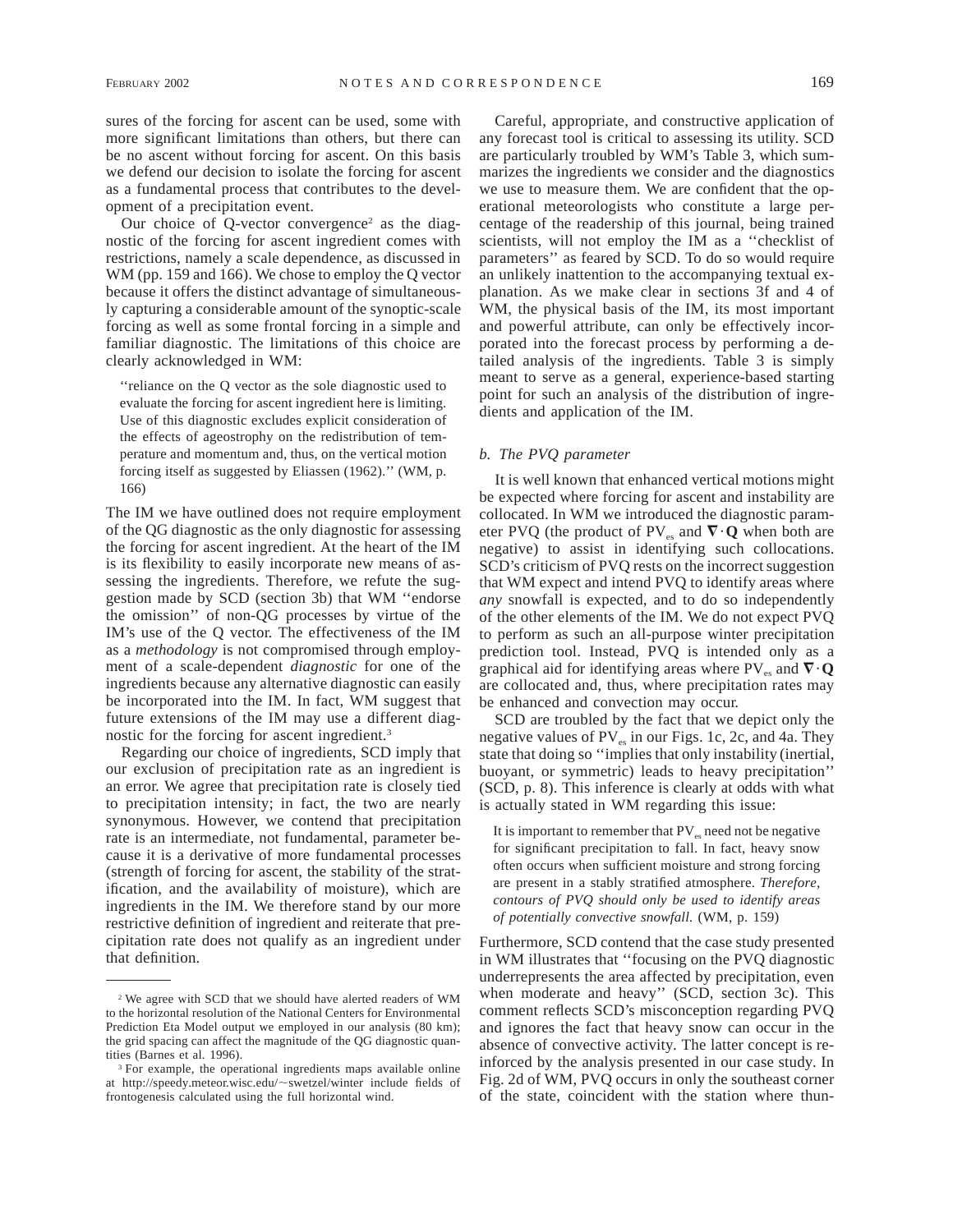sures of the forcing for ascent can be used, some with more significant limitations than others, but there can be no ascent without forcing for ascent. On this basis we defend our decision to isolate the forcing for ascent as a fundamental process that contributes to the development of a precipitation event.

Our choice of Q-vector convergence[2] as the diagnostic of the forcing for ascent ingredient comes with restrictions, namely a scale dependence, as discussed in WM (pp. 159 and 166). We chose to employ the Q vector because it offers the distinct advantage of simultaneously capturing a considerable amount of the synoptic-scale forcing as well as some frontal forcing in a simple and familiar diagnostic. The limitations of this choice are clearly acknowledged in WM:

> ''reliance on the Q vector as the sole diagnostic used to evaluate the forcing for ascent ingredient here is limiting. Use of this diagnostic excludes explicit consideration of the effects of ageostrophy on the redistribution of temperature and momentum and, thus, on the vertical motion forcing itself as suggested by Eliassen (1962).'' (WM, p. 166)

The IM we have outlined does not require employment of the QG diagnostic as the only diagnostic for assessing the forcing for ascent ingredient. At the heart of the IM is its flexibility to easily incorporate new means of assessing the ingredients. Therefore, we refute the suggestion made by SCD (section 3b) that WM ''endorse the omission'' of non-QG processes by virtue of the IM's use of the Q vector. The effectiveness of the IM as a *methodology* is not compromised through employment of a scale-dependent *diagnostic* for one of the ingredients because any alternative diagnostic can easily be incorporated into the IM. In fact, WM suggest that future extensions of the IM may use a different diagnostic for the forcing for ascent ingredient.[3]

Regarding our choice of ingredients, SCD imply that our exclusion of precipitation rate as an ingredient is an error. We agree that precipitation rate is closely tied to precipitation intensity; in fact, the two are nearly synonymous. However, we contend that precipitation rate is an intermediate, not fundamental, parameter because it is a derivative of more fundamental processes (strength of forcing for ascent, the stability of the stratification, and the availability of moisture), which are ingredients in the IM. We therefore stand by our more restrictive definition of ingredient and reiterate that precipitation rate does not qualify as an ingredient under that definition.

Careful, appropriate, and constructive application of any forecast tool is critical to assessing its utility. SCD are particularly troubled by WM's Table 3, which summarizes the ingredients we consider and the diagnostics we use to measure them. We are confident that the operational meteorologists who constitute a large percentage of the readership of this journal, being trained scientists, will not employ the IM as a ''checklist of parameters'' as feared by SCD. To do so would require an unlikely inattention to the accompanying textual explanation. As we make clear in sections 3f and 4 of WM, the physical basis of the IM, its most important and powerful attribute, can only be effectively incorporated into the forecast process by performing a detailed analysis of the ingredients. Table 3 is simply meant to serve as a general, experience-based starting point for such an analysis of the distribution of ingredients and application of the IM.

### *b. The PVQ parameter*

It is well known that enhanced vertical motions might be expected where forcing for ascent and instability are collocated. In WM we introduced the diagnostic parameter PVQ (the product of $PV_{es}$ and $\nabla \cdot \mathbf{Q}$ when both are negative) to assist in identifying such collocations. SCD's criticism of PVQ rests on the incorrect suggestion that WM expect and intend PVQ to identify areas where *any* snowfall is expected, and to do so independently of the other elements of the IM. We do not expect PVQ to perform as such an all-purpose winter precipitation prediction tool. Instead, PVQ is intended only as a graphical aid for identifying areas where $PV_{es}$ and $\nabla \cdot \mathbf{Q}$ are collocated and, thus, where precipitation rates may be enhanced and convection may occur.

SCD are troubled by the fact that we depict only the negative values of $PV_{es}$ in our Figs. 1c, 2c, and 4a. They state that doing so ''implies that only instability (inertial, buoyant, or symmetric) leads to heavy precipitation'' (SCD, p. 8). This inference is clearly at odds with what is actually stated in WM regarding this issue:

> It is important to remember that $PV_{es}$ need not be negative for significant precipitation to fall. In fact, heavy snow often occurs when sufficient moisture and strong forcing are present in a stably stratified atmosphere. *Therefore, contours of PVQ should only be used to identify areas of potentially convective snowfall.* (WM, p. 159)

Furthermore, SCD contend that the case study presented in WM illustrates that ''focusing on the PVQ diagnostic underrepresents the area affected by precipitation, even when moderate and heavy'' (SCD, section 3c). This comment reflects SCD's misconception regarding PVQ and ignores the fact that heavy snow can occur in the absence of convective activity. The latter concept is reinforced by the analysis presented in our case study. In Fig. 2d of WM, PVQ occurs in only the southeast corner of the state, coincident with the station where thun-

---

[2] We agree with SCD that we should have alerted readers of WM to the horizontal resolution of the National Centers for Environmental Prediction Eta Model output we employed in our analysis (80 km); the grid spacing can affect the magnitude of the QG diagnostic quantities (Barnes et al. 1996).

[3] For example, the operational ingredients maps available online at http://speedy.meteor.wisc.edu/~swetzel/winter include fields of frontogenesis calculated using the full horizontal wind.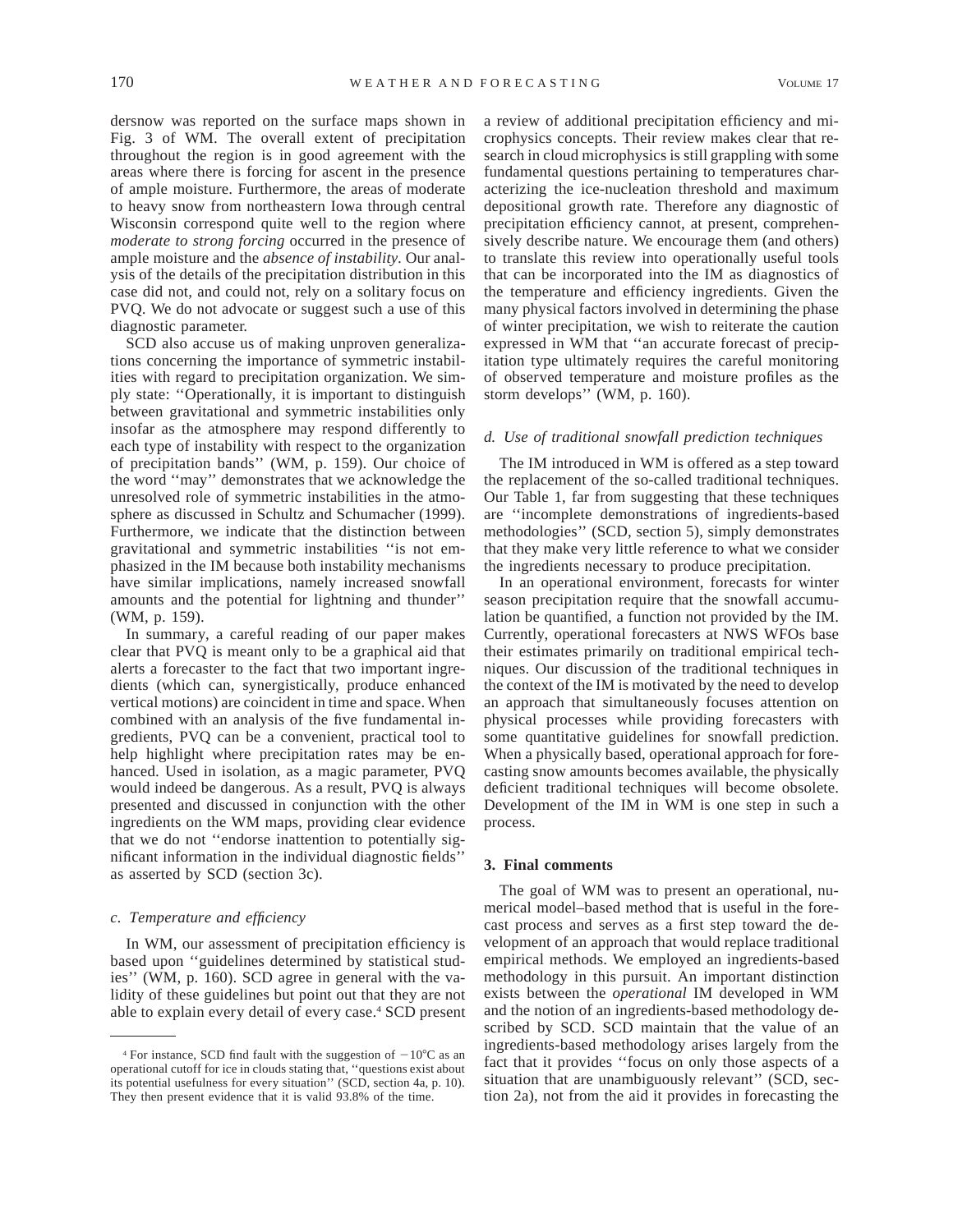dersnow was reported on the surface maps shown in Fig. 3 of WM. The overall extent of precipitation throughout the region is in good agreement with the areas where there is forcing for ascent in the presence of ample moisture. Furthermore, the areas of moderate to heavy snow from northeastern Iowa through central Wisconsin correspond quite well to the region where *moderate to strong forcing* occurred in the presence of ample moisture and the *absence of instability*. Our analysis of the details of the precipitation distribution in this case did not, and could not, rely on a solitary focus on PVQ. We do not advocate or suggest such a use of this diagnostic parameter.

SCD also accuse us of making unproven generalizations concerning the importance of symmetric instabilities with regard to precipitation organization. We simply state: ''Operationally, it is important to distinguish between gravitational and symmetric instabilities only insofar as the atmosphere may respond differently to each type of instability with respect to the organization of precipitation bands'' (WM, p. 159). Our choice of the word ''may'' demonstrates that we acknowledge the unresolved role of symmetric instabilities in the atmosphere as discussed in Schultz and Schumacher (1999). Furthermore, we indicate that the distinction between gravitational and symmetric instabilities ''is not emphasized in the IM because both instability mechanisms have similar implications, namely increased snowfall amounts and the potential for lightning and thunder'' (WM, p. 159).

In summary, a careful reading of our paper makes clear that PVQ is meant only to be a graphical aid that alerts a forecaster to the fact that two important ingredients (which can, synergistically, produce enhanced vertical motions) are coincident in time and space. When combined with an analysis of the five fundamental ingredients, PVQ can be a convenient, practical tool to help highlight where precipitation rates may be enhanced. Used in isolation, as a magic parameter, PVQ would indeed be dangerous. As a result, PVQ is always presented and discussed in conjunction with the other ingredients on the WM maps, providing clear evidence that we do not ''endorse inattention to potentially significant information in the individual diagnostic fields'' as asserted by SCD (section 3c).

### *c. Temperature and efficiency*

In WM, our assessment of precipitation efficiency is based upon ''guidelines determined by statistical studies'' (WM, p. 160). SCD agree in general with the validity of these guidelines but point out that they are not able to explain every detail of every case.[4] SCD present a review of additional precipitation efficiency and microphysics concepts. Their review makes clear that research in cloud microphysics is still grappling with some fundamental questions pertaining to temperatures characterizing the ice-nucleation threshold and maximum depositional growth rate. Therefore any diagnostic of precipitation efficiency cannot, at present, comprehensively describe nature. We encourage them (and others) to translate this review into operationally useful tools that can be incorporated into the IM as diagnostics of the temperature and efficiency ingredients. Given the many physical factors involved in determining the phase of winter precipitation, we wish to reiterate the caution expressed in WM that ''an accurate forecast of precipitation type ultimately requires the careful monitoring of observed temperature and moisture profiles as the storm develops'' (WM, p. 160).

### *d. Use of traditional snowfall prediction techniques*

The IM introduced in WM is offered as a step toward the replacement of the so-called traditional techniques. Our Table 1, far from suggesting that these techniques are ''incomplete demonstrations of ingredients-based methodologies'' (SCD, section 5), simply demonstrates that they make very little reference to what we consider the ingredients necessary to produce precipitation.

In an operational environment, forecasts for winter season precipitation require that the snowfall accumulation be quantified, a function not provided by the IM. Currently, operational forecasters at NWS WFOs base their estimates primarily on traditional empirical techniques. Our discussion of the traditional techniques in the context of the IM is motivated by the need to develop an approach that simultaneously focuses attention on physical processes while providing forecasters with some quantitative guidelines for snowfall prediction. When a physically based, operational approach for forecasting snow amounts becomes available, the physically deficient traditional techniques will become obsolete. Development of the IM in WM is one step in such a process.

## 3. Final comments

The goal of WM was to present an operational, numerical model–based method that is useful in the forecast process and serves as a first step toward the development of an approach that would replace traditional empirical methods. We employed an ingredients-based methodology in this pursuit. An important distinction exists between the *operational* IM developed in WM and the notion of an ingredients-based methodology described by SCD. SCD maintain that the value of an ingredients-based methodology arises largely from the fact that it provides ''focus on only those aspects of a situation that are unambiguously relevant'' (SCD, section 2a), not from the aid it provides in forecasting the

[4] For instance, SCD find fault with the suggestion of $-10°C$ as an operational cutoff for ice in clouds stating that, ''questions exist about its potential usefulness for every situation'' (SCD, section 4a, p. 10). They then present evidence that it is valid 93.8% of the time.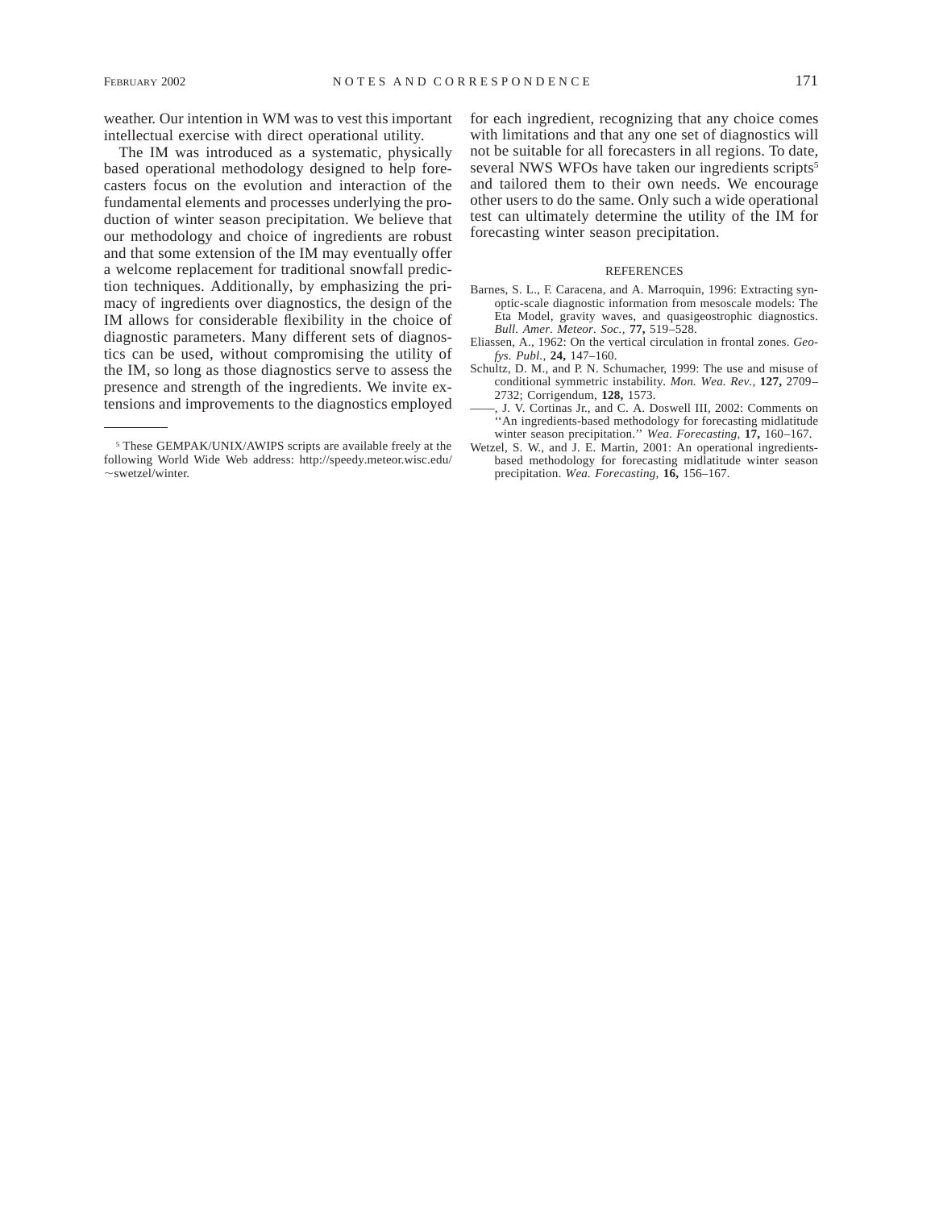weather. Our intention in WM was to vest this important intellectual exercise with direct operational utility.

The IM was introduced as a systematic, physically based operational methodology designed to help forecasters focus on the evolution and interaction of the fundamental elements and processes underlying the production of winter season precipitation. We believe that our methodology and choice of ingredients are robust and that some extension of the IM may eventually offer a welcome replacement for traditional snowfall prediction techniques. Additionally, by emphasizing the primacy of ingredients over diagnostics, the design of the IM allows for considerable flexibility in the choice of diagnostic parameters. Many different sets of diagnostics can be used, without compromising the utility of the IM, so long as those diagnostics serve to assess the presence and strength of the ingredients. We invite extensions and improvements to the diagnostics employed for each ingredient, recognizing that any choice comes with limitations and that any one set of diagnostics will not be suitable for all forecasters in all regions. To date, several NWS WFOs have taken our ingredients scripts[5] and tailored them to their own needs. We encourage other users to do the same. Only such a wide operational test can ultimately determine the utility of the IM for forecasting winter season precipitation.

[5] These GEMPAK/UNIX/AWIPS scripts are available freely at the following World Wide Web address: http://speedy.meteor.wisc.edu/~swetzel/winter.

## REFERENCES

Barnes, S. L., F. Caracena, and A. Marroquin, 1996: Extracting synoptic-scale diagnostic information from mesoscale models: The Eta Model, gravity waves, and quasigeostrophic diagnostics. *Bull. Amer. Meteor. Soc.,* **77,** 519–528.

Eliassen, A., 1962: On the vertical circulation in frontal zones. *Geofys. Publ.,* **24,** 147–160.

Schultz, D. M., and P. N. Schumacher, 1999: The use and misuse of conditional symmetric instability. *Mon. Wea. Rev.,* **127,** 2709–2732; Corrigendum, **128,** 1573.

——, J. V. Cortinas Jr., and C. A. Doswell III, 2002: Comments on ''An ingredients-based methodology for forecasting midlatitude winter season precipitation.'' *Wea. Forecasting,* **17,** 160–167.

Wetzel, S. W., and J. E. Martin, 2001: An operational ingredients-based methodology for forecasting midlatitude winter season precipitation. *Wea. Forecasting,* **16,** 156–167.